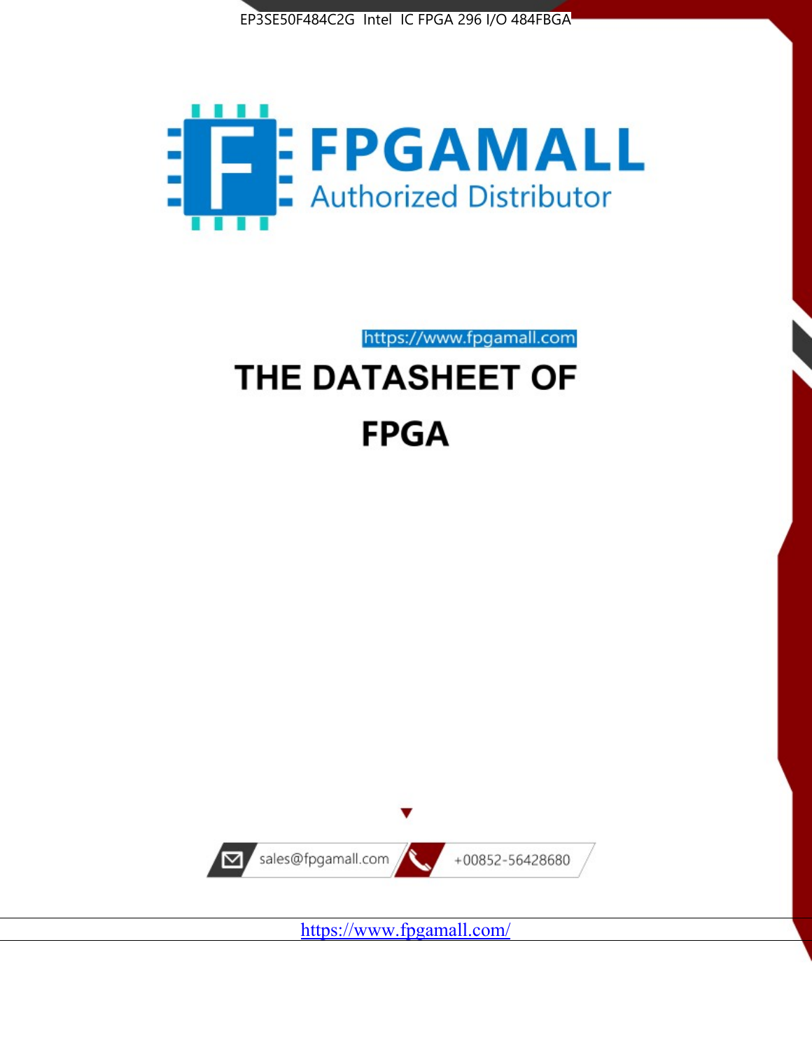EP3SE50F484C2G Intel IC FPGA 296 I/O 484FBGA

FPGAMALL
Authorized Distributor

https://www.fpgamall.com

# THE DATASHEET OF

# FPGA

sales@fpgamall.com

+00852-56428680

https://www.fpgamall.com/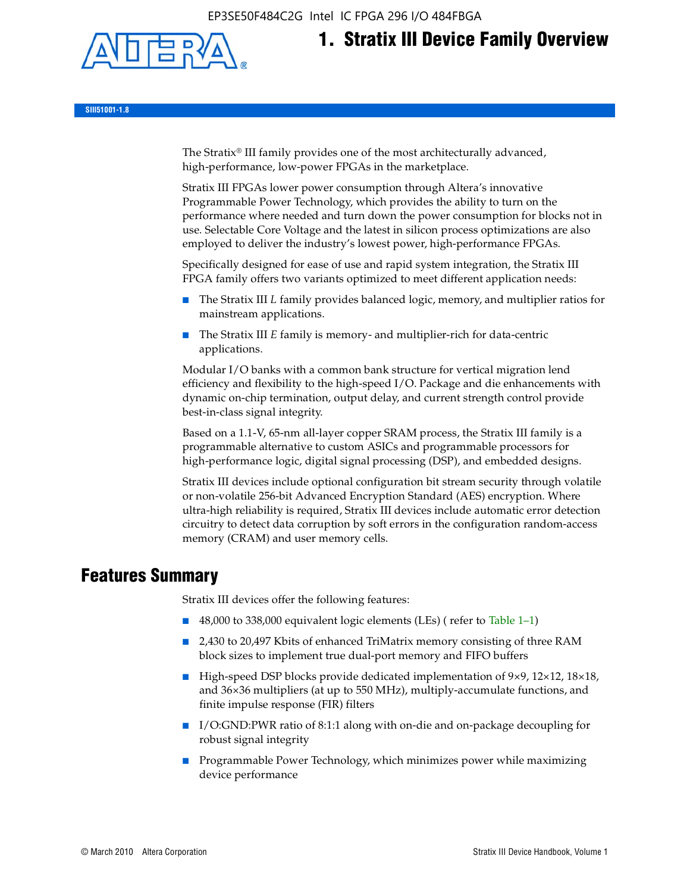# 1. Stratix III Device Family Overview

SIII51001-1.8

The Stratix® III family provides one of the most architecturally advanced, high-performance, low-power FPGAs in the marketplace.

Stratix III FPGAs lower power consumption through Altera's innovative Programmable Power Technology, which provides the ability to turn on the performance where needed and turn down the power consumption for blocks not in use. Selectable Core Voltage and the latest in silicon process optimizations are also employed to deliver the industry's lowest power, high-performance FPGAs.

Specifically designed for ease of use and rapid system integration, the Stratix III FPGA family offers two variants optimized to meet different application needs:

- The Stratix III *L* family provides balanced logic, memory, and multiplier ratios for mainstream applications.
- The Stratix III *E* family is memory- and multiplier-rich for data-centric applications.

Modular I/O banks with a common bank structure for vertical migration lend efficiency and flexibility to the high-speed I/O. Package and die enhancements with dynamic on-chip termination, output delay, and current strength control provide best-in-class signal integrity.

Based on a 1.1-V, 65-nm all-layer copper SRAM process, the Stratix III family is a programmable alternative to custom ASICs and programmable processors for high-performance logic, digital signal processing (DSP), and embedded designs.

Stratix III devices include optional configuration bit stream security through volatile or non-volatile 256-bit Advanced Encryption Standard (AES) encryption. Where ultra-high reliability is required, Stratix III devices include automatic error detection circuitry to detect data corruption by soft errors in the configuration random-access memory (CRAM) and user memory cells.

## Features Summary

Stratix III devices offer the following features:

- 48,000 to 338,000 equivalent logic elements (LEs) ( refer to Table 1–1)
- 2,430 to 20,497 Kbits of enhanced TriMatrix memory consisting of three RAM block sizes to implement true dual-port memory and FIFO buffers
- High-speed DSP blocks provide dedicated implementation of 9×9, 12×12, 18×18, and 36×36 multipliers (at up to 550 MHz), multiply-accumulate functions, and finite impulse response (FIR) filters
- I/O:GND:PWR ratio of 8:1:1 along with on-die and on-package decoupling for robust signal integrity
- Programmable Power Technology, which minimizes power while maximizing device performance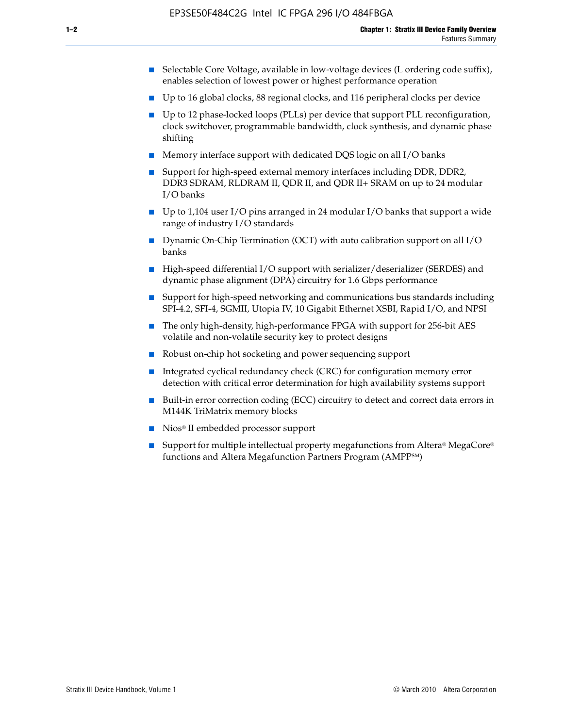- Selectable Core Voltage, available in low-voltage devices (L ordering code suffix), enables selection of lowest power or highest performance operation
- Up to 16 global clocks, 88 regional clocks, and 116 peripheral clocks per device
- Up to 12 phase-locked loops (PLLs) per device that support PLL reconfiguration, clock switchover, programmable bandwidth, clock synthesis, and dynamic phase shifting
- Memory interface support with dedicated DQS logic on all I/O banks
- Support for high-speed external memory interfaces including DDR, DDR2, DDR3 SDRAM, RLDRAM II, QDR II, and QDR II+ SRAM on up to 24 modular I/O banks
- Up to 1,104 user I/O pins arranged in 24 modular I/O banks that support a wide range of industry I/O standards
- Dynamic On-Chip Termination (OCT) with auto calibration support on all I/O banks
- High-speed differential I/O support with serializer/deserializer (SERDES) and dynamic phase alignment (DPA) circuitry for 1.6 Gbps performance
- Support for high-speed networking and communications bus standards including SPI-4.2, SFI-4, SGMII, Utopia IV, 10 Gigabit Ethernet XSBI, Rapid I/O, and NPSI
- The only high-density, high-performance FPGA with support for 256-bit AES volatile and non-volatile security key to protect designs
- Robust on-chip hot socketing and power sequencing support
- Integrated cyclical redundancy check (CRC) for configuration memory error detection with critical error determination for high availability systems support
- Built-in error correction coding (ECC) circuitry to detect and correct data errors in M144K TriMatrix memory blocks
- Nios® II embedded processor support
- Support for multiple intellectual property megafunctions from Altera® MegaCore® functions and Altera Megafunction Partners Program (AMPP℠)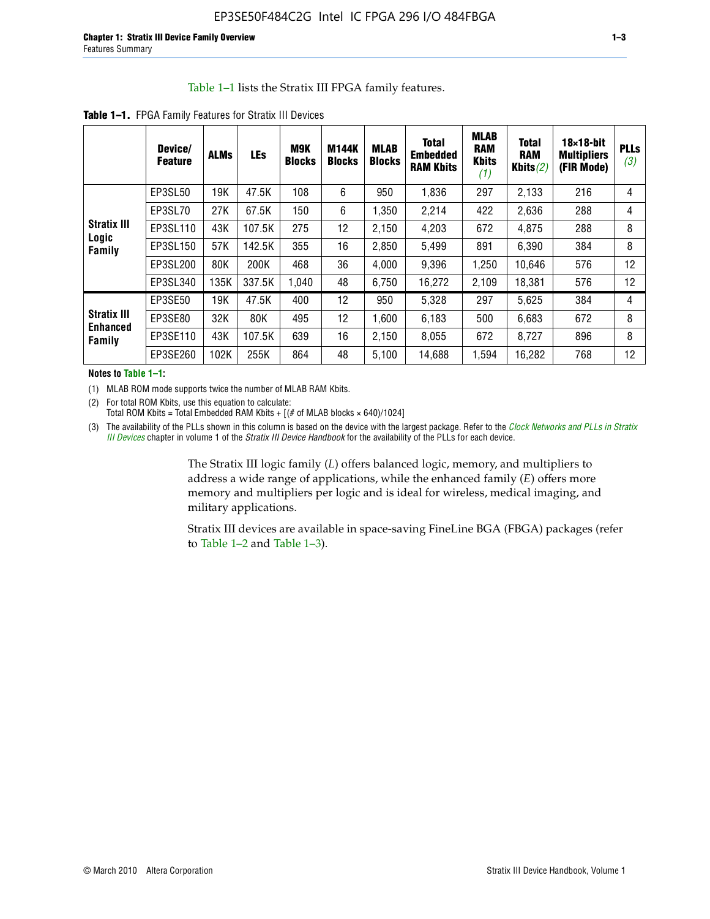Table 1–1 lists the Stratix III FPGA family features.

**Table 1–1.** FPGA Family Features for Stratix III Devices

| | Device/ Feature | ALMs | LEs | M9K Blocks | M144K Blocks | MLAB Blocks | Total Embedded RAM Kbits | MLAB RAM Kbits (1) | Total RAM Kbits (2) | 18×18-bit Multipliers (FIR Mode) | PLLs (3) |
|---|---|---|---|---|---|---|---|---|---|---|---|
| Stratix III Logic Family | EP3SL50 | 19K | 47.5K | 108 | 6 | 950 | 1,836 | 297 | 2,133 | 216 | 4 |
| | EP3SL70 | 27K | 67.5K | 150 | 6 | 1,350 | 2,214 | 422 | 2,636 | 288 | 4 |
| | EP3SL110 | 43K | 107.5K | 275 | 12 | 2,150 | 4,203 | 672 | 4,875 | 288 | 8 |
| | EP3SL150 | 57K | 142.5K | 355 | 16 | 2,850 | 5,499 | 891 | 6,390 | 384 | 8 |
| | EP3SL200 | 80K | 200K | 468 | 36 | 4,000 | 9,396 | 1,250 | 10,646 | 576 | 12 |
| | EP3SL340 | 135K | 337.5K | 1,040 | 48 | 6,750 | 16,272 | 2,109 | 18,381 | 576 | 12 |
| Stratix III Enhanced Family | EP3SE50 | 19K | 47.5K | 400 | 12 | 950 | 5,328 | 297 | 5,625 | 384 | 4 |
| | EP3SE80 | 32K | 80K | 495 | 12 | 1,600 | 6,183 | 500 | 6,683 | 672 | 8 |
| | EP3SE110 | 43K | 107.5K | 639 | 16 | 2,150 | 8,055 | 672 | 8,727 | 896 | 8 |
| | EP3SE260 | 102K | 255K | 864 | 48 | 5,100 | 14,688 | 1,594 | 16,282 | 768 | 12 |

**Notes to Table 1–1:**

(1) MLAB ROM mode supports twice the number of MLAB RAM Kbits.

(2) For total ROM Kbits, use this equation to calculate:
Total ROM Kbits = Total Embedded RAM Kbits + [(# of MLAB blocks × 640)/1024]

(3) The availability of the PLLs shown in this column is based on the device with the largest package. Refer to the *Clock Networks and PLLs in Stratix III Devices* chapter in volume 1 of the *Stratix III Device Handbook* for the availability of the PLLs for each device.

The Stratix III logic family (*L*) offers balanced logic, memory, and multipliers to address a wide range of applications, while the enhanced family (*E*) offers more memory and multipliers per logic and is ideal for wireless, medical imaging, and military applications.

Stratix III devices are available in space-saving FineLine BGA (FBGA) packages (refer to Table 1–2 and Table 1–3).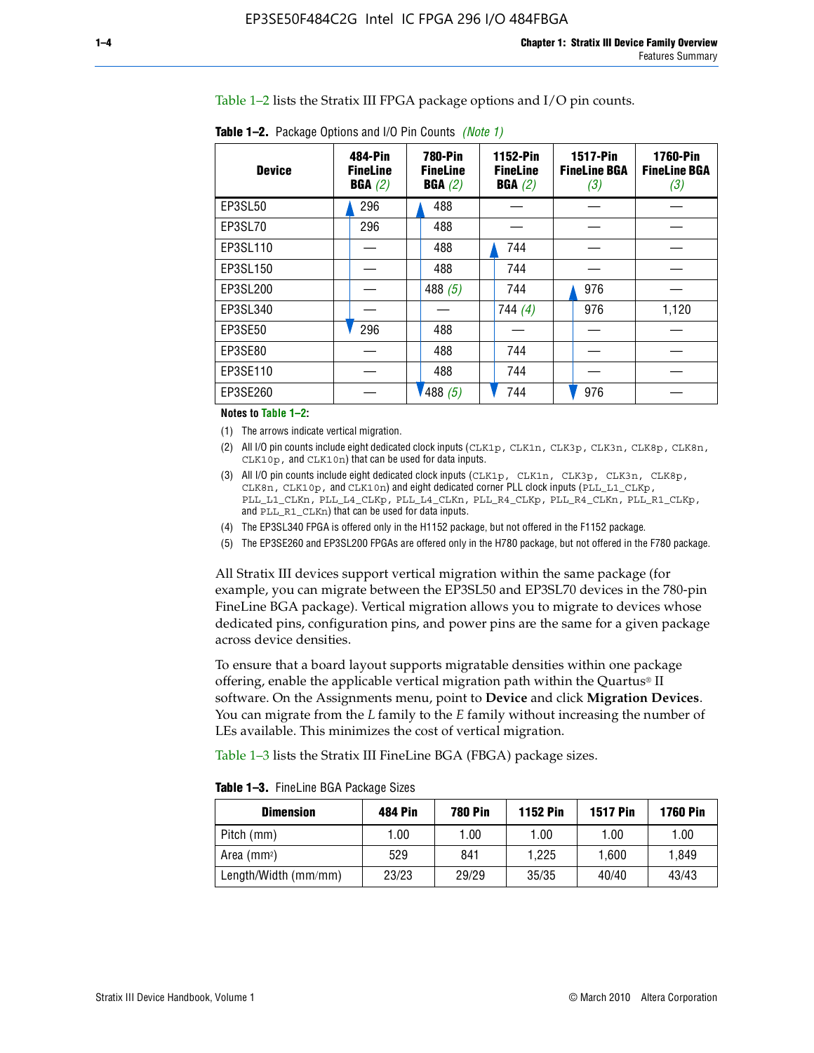Table 1–2 lists the Stratix III FPGA package options and I/O pin counts.

**Table 1–2.** Package Options and I/O Pin Counts *(Note 1)*

| Device | 484-Pin FineLine BGA *(2)* | 780-Pin FineLine BGA *(2)* | 1152-Pin FineLine BGA *(2)* | 1517-Pin FineLine BGA *(3)* | 1760-Pin FineLine BGA *(3)* |
|---|---|---|---|---|---|
| EP3SL50 | 296 | 488 | — | — | — |
| EP3SL70 | 296 | 488 | — | — | — |
| EP3SL110 | — | 488 | 744 | — | — |
| EP3SL150 | — | 488 | 744 | — | — |
| EP3SL200 | — | 488 *(5)* | 744 | 976 | — |
| EP3SL340 | — | — | 744 *(4)* | 976 | 1,120 |
| EP3SE50 | 296 | 488 | — | — | — |
| EP3SE80 | — | 488 | 744 | — | — |
| EP3SE110 | — | 488 | 744 | — | — |
| EP3SE260 | — | 488 *(5)* | 744 | 976 | — |

**Notes to Table 1–2:**

(1) The arrows indicate vertical migration.

(2) All I/O pin counts include eight dedicated clock inputs (`CLK1p`, `CLK1n`, `CLK3p`, `CLK3n`, `CLK8p`, `CLK8n`, `CLK10p`, and `CLK10n`) that can be used for data inputs.

(3) All I/O pin counts include eight dedicated clock inputs (`CLK1p`, `CLK1n`, `CLK3p`, `CLK3n`, `CLK8p`, `CLK8n`, `CLK10p`, and `CLK10n`) and eight dedicated corner PLL clock inputs (`PLL_L1_CLKp`, `PLL_L1_CLKn`, `PLL_L4_CLKp`, `PLL_L4_CLKn`, `PLL_R4_CLKp`, `PLL_R4_CLKn`, `PLL_R1_CLKp`, and `PLL_R1_CLKn`) that can be used for data inputs.

(4) The EP3SL340 FPGA is offered only in the H1152 package, but not offered in the F1152 package.

(5) The EP3SE260 and EP3SL200 FPGAs are offered only in the H780 package, but not offered in the F780 package.

All Stratix III devices support vertical migration within the same package (for example, you can migrate between the EP3SL50 and EP3SL70 devices in the 780-pin FineLine BGA package). Vertical migration allows you to migrate to devices whose dedicated pins, configuration pins, and power pins are the same for a given package across device densities.

To ensure that a board layout supports migratable densities within one package offering, enable the applicable vertical migration path within the Quartus® II software. On the Assignments menu, point to **Device** and click **Migration Devices**. You can migrate from the *L* family to the *E* family without increasing the number of LEs available. This minimizes the cost of vertical migration.

Table 1–3 lists the Stratix III FineLine BGA (FBGA) package sizes.

**Table 1–3.** FineLine BGA Package Sizes

| Dimension | 484 Pin | 780 Pin | 1152 Pin | 1517 Pin | 1760 Pin |
|---|---|---|---|---|---|
| Pitch (mm) | 1.00 | 1.00 | 1.00 | 1.00 | 1.00 |
| Area ($mm^2$) | 529 | 841 | 1,225 | 1,600 | 1,849 |
| Length/Width (mm/mm) | 23/23 | 29/29 | 35/35 | 40/40 | 43/43 |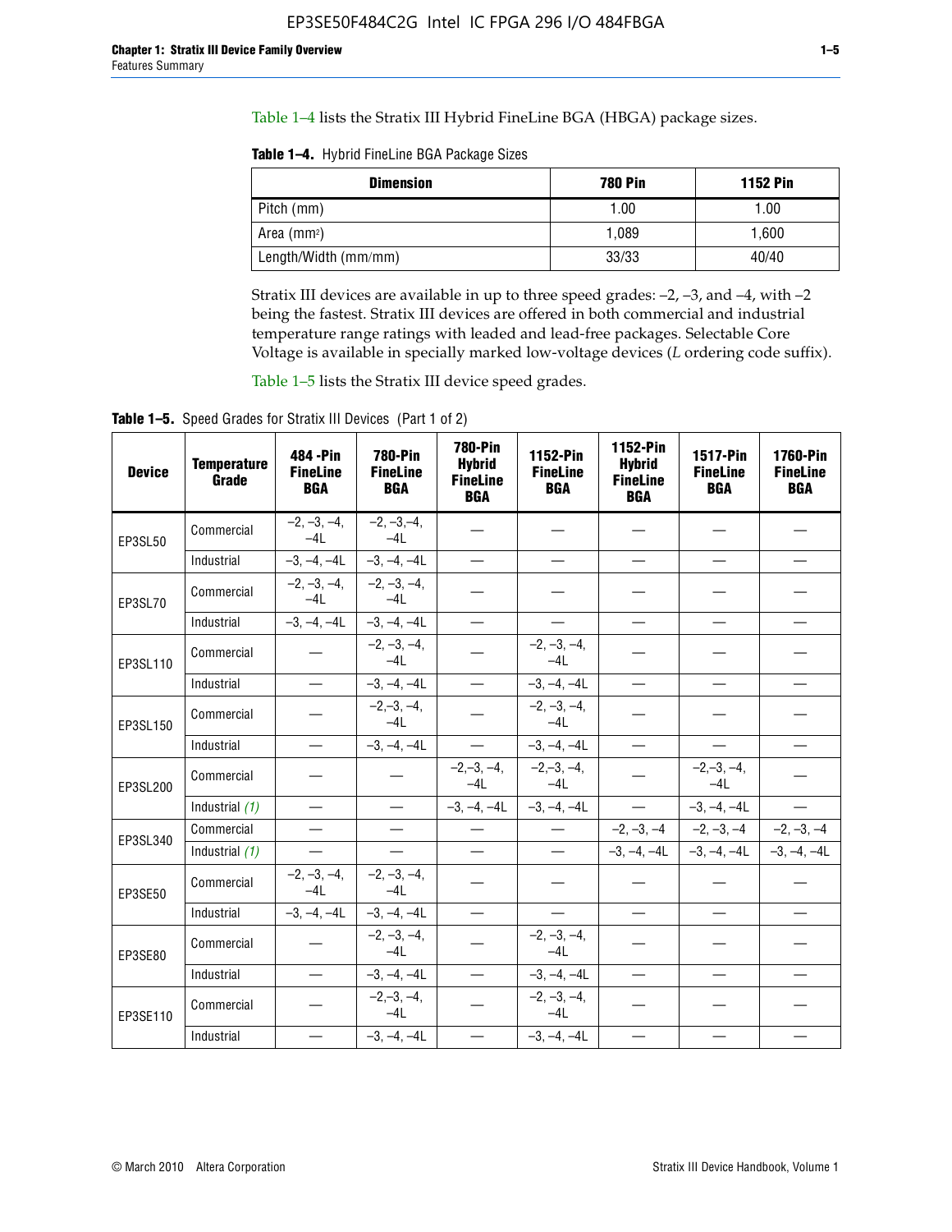Table 1–4 lists the Stratix III Hybrid FineLine BGA (HBGA) package sizes.

**Table 1–4.** Hybrid FineLine BGA Package Sizes

| Dimension | 780 Pin | 1152 Pin |
|---|---|---|
| Pitch (mm) | 1.00 | 1.00 |
| Area (mm²) | 1,089 | 1,600 |
| Length/Width (mm/mm) | 33/33 | 40/40 |

Stratix III devices are available in up to three speed grades: –2, –3, and –4, with –2 being the fastest. Stratix III devices are offered in both commercial and industrial temperature range ratings with leaded and lead-free packages. Selectable Core Voltage is available in specially marked low-voltage devices (*L* ordering code suffix).

Table 1–5 lists the Stratix III device speed grades.

**Table 1–5.** Speed Grades for Stratix III Devices (Part 1 of 2)

| Device | Temperature Grade | 484 -Pin FineLine BGA | 780-Pin FineLine BGA | 780-Pin Hybrid FineLine BGA | 1152-Pin FineLine BGA | 1152-Pin Hybrid FineLine BGA | 1517-Pin FineLine BGA | 1760-Pin FineLine BGA |
|---|---|---|---|---|---|---|---|---|
| EP3SL50 | Commercial | –2, –3, –4, –4L | –2, –3,–4, –4L | — | — | — | — | — |
| | Industrial | –3, –4, –4L | –3, –4, –4L | — | — | — | — | — |
| EP3SL70 | Commercial | –2, –3, –4, –4L | –2, –3, –4, –4L | — | — | — | — | — |
| | Industrial | –3, –4, –4L | –3, –4, –4L | — | — | — | — | — |
| EP3SL110 | Commercial | — | –2, –3, –4, –4L | — | –2, –3, –4, –4L | — | — | — |
| | Industrial | — | –3, –4, –4L | — | –3, –4, –4L | — | — | — |
| EP3SL150 | Commercial | — | –2,–3, –4, –4L | — | –2, –3, –4, –4L | — | — | — |
| | Industrial | — | –3, –4, –4L | — | –3, –4, –4L | — | — | — |
| EP3SL200 | Commercial | — | — | –2,–3, –4, –4L | –2,–3, –4, –4L | — | –2,–3, –4, –4L | — |
| | Industrial *(1)* | — | — | –3, –4, –4L | –3, –4, –4L | — | –3, –4, –4L | — |
| EP3SL340 | Commercial | — | — | — | — | –2, –3, –4 | –2, –3, –4 | –2, –3, –4 |
| | Industrial *(1)* | — | — | — | — | –3, –4, –4L | –3, –4, –4L | –3, –4, –4L |
| EP3SE50 | Commercial | –2, –3, –4, –4L | –2, –3, –4, –4L | — | — | — | — | — |
| | Industrial | –3, –4, –4L | –3, –4, –4L | — | — | — | — | — |
| EP3SE80 | Commercial | — | –2, –3, –4, –4L | — | –2, –3, –4, –4L | — | — | — |
| | Industrial | — | –3, –4, –4L | — | –3, –4, –4L | — | — | — |
| EP3SE110 | Commercial | — | –2,–3, –4, –4L | — | –2, –3, –4, –4L | — | — | — |
| | Industrial | — | –3, –4, –4L | — | –3, –4, –4L | — | — | — |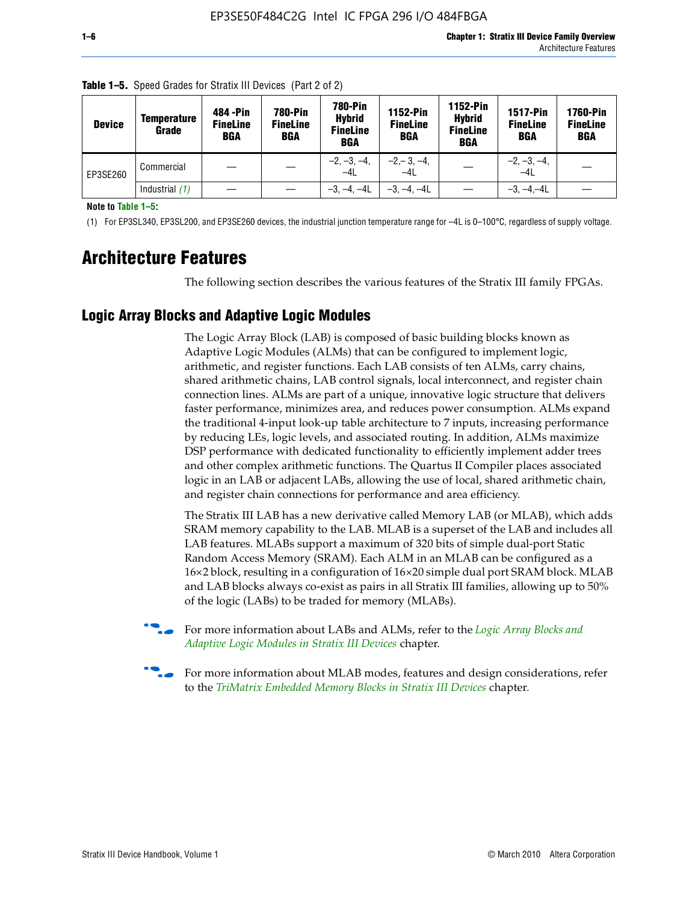**Table 1–5.** Speed Grades for Stratix III Devices (Part 2 of 2)

| Device | Temperature Grade | 484 -Pin FineLine BGA | 780-Pin FineLine BGA | 780-Pin Hybrid FineLine BGA | 1152-Pin FineLine BGA | 1152-Pin Hybrid FineLine BGA | 1517-Pin FineLine BGA | 1760-Pin FineLine BGA |
|---|---|---|---|---|---|---|---|---|
| EP3SE260 | Commercial | — | — | –2, –3, –4, –4L | –2,– 3, –4, –4L | — | –2, –3, –4, –4L | — |
| | Industrial *(1)* | — | — | –3, –4, –4L | –3, –4, –4L | — | –3, –4,–4L | — |

**Note to Table 1–5:**

(1) For EP3SL340, EP3SL200, and EP3SE260 devices, the industrial junction temperature range for –4L is 0–100°C, regardless of supply voltage.

# Architecture Features

The following section describes the various features of the Stratix III family FPGAs.

## Logic Array Blocks and Adaptive Logic Modules

The Logic Array Block (LAB) is composed of basic building blocks known as Adaptive Logic Modules (ALMs) that can be configured to implement logic, arithmetic, and register functions. Each LAB consists of ten ALMs, carry chains, shared arithmetic chains, LAB control signals, local interconnect, and register chain connection lines. ALMs are part of a unique, innovative logic structure that delivers faster performance, minimizes area, and reduces power consumption. ALMs expand the traditional 4-input look-up table architecture to 7 inputs, increasing performance by reducing LEs, logic levels, and associated routing. In addition, ALMs maximize DSP performance with dedicated functionality to efficiently implement adder trees and other complex arithmetic functions. The Quartus II Compiler places associated logic in an LAB or adjacent LABs, allowing the use of local, shared arithmetic chain, and register chain connections for performance and area efficiency.

The Stratix III LAB has a new derivative called Memory LAB (or MLAB), which adds SRAM memory capability to the LAB. MLAB is a superset of the LAB and includes all LAB features. MLABs support a maximum of 320 bits of simple dual-port Static Random Access Memory (SRAM). Each ALM in an MLAB can be configured as a 16×2 block, resulting in a configuration of 16×20 simple dual port SRAM block. MLAB and LAB blocks always co-exist as pairs in all Stratix III families, allowing up to 50% of the logic (LABs) to be traded for memory (MLABs).

For more information about LABs and ALMs, refer to the *Logic Array Blocks and Adaptive Logic Modules in Stratix III Devices* chapter.

For more information about MLAB modes, features and design considerations, refer to the *TriMatrix Embedded Memory Blocks in Stratix III Devices* chapter.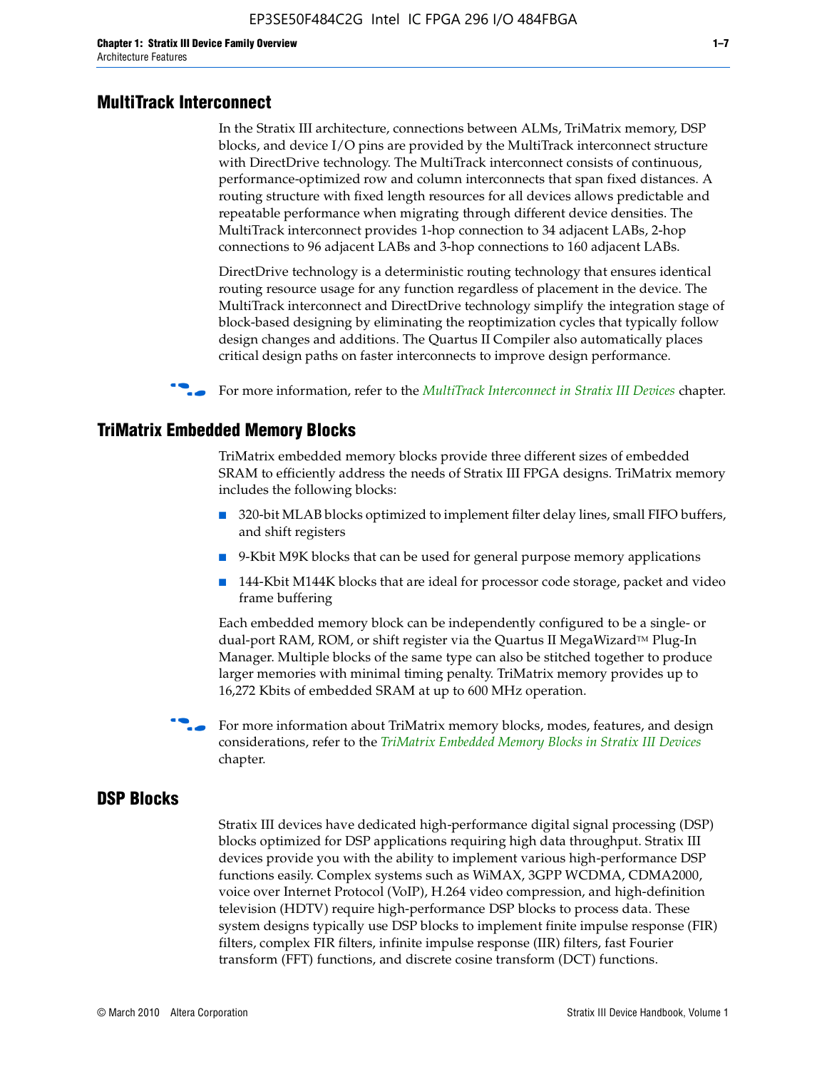## MultiTrack Interconnect

In the Stratix III architecture, connections between ALMs, TriMatrix memory, DSP blocks, and device I/O pins are provided by the MultiTrack interconnect structure with DirectDrive technology. The MultiTrack interconnect consists of continuous, performance-optimized row and column interconnects that span fixed distances. A routing structure with fixed length resources for all devices allows predictable and repeatable performance when migrating through different device densities. The MultiTrack interconnect provides 1-hop connection to 34 adjacent LABs, 2-hop connections to 96 adjacent LABs and 3-hop connections to 160 adjacent LABs.

DirectDrive technology is a deterministic routing technology that ensures identical routing resource usage for any function regardless of placement in the device. The MultiTrack interconnect and DirectDrive technology simplify the integration stage of block-based designing by eliminating the reoptimization cycles that typically follow design changes and additions. The Quartus II Compiler also automatically places critical design paths on faster interconnects to improve design performance.

For more information, refer to the *MultiTrack Interconnect in Stratix III Devices* chapter.

## TriMatrix Embedded Memory Blocks

TriMatrix embedded memory blocks provide three different sizes of embedded SRAM to efficiently address the needs of Stratix III FPGA designs. TriMatrix memory includes the following blocks:

- 320-bit MLAB blocks optimized to implement filter delay lines, small FIFO buffers, and shift registers
- 9-Kbit M9K blocks that can be used for general purpose memory applications
- 144-Kbit M144K blocks that are ideal for processor code storage, packet and video frame buffering

Each embedded memory block can be independently configured to be a single- or dual-port RAM, ROM, or shift register via the Quartus II MegaWizard™ Plug-In Manager. Multiple blocks of the same type can also be stitched together to produce larger memories with minimal timing penalty. TriMatrix memory provides up to 16,272 Kbits of embedded SRAM at up to 600 MHz operation.

For more information about TriMatrix memory blocks, modes, features, and design considerations, refer to the *TriMatrix Embedded Memory Blocks in Stratix III Devices* chapter.

## DSP Blocks

Stratix III devices have dedicated high-performance digital signal processing (DSP) blocks optimized for DSP applications requiring high data throughput. Stratix III devices provide you with the ability to implement various high-performance DSP functions easily. Complex systems such as WiMAX, 3GPP WCDMA, CDMA2000, voice over Internet Protocol (VoIP), H.264 video compression, and high-definition television (HDTV) require high-performance DSP blocks to process data. These system designs typically use DSP blocks to implement finite impulse response (FIR) filters, complex FIR filters, infinite impulse response (IIR) filters, fast Fourier transform (FFT) functions, and discrete cosine transform (DCT) functions.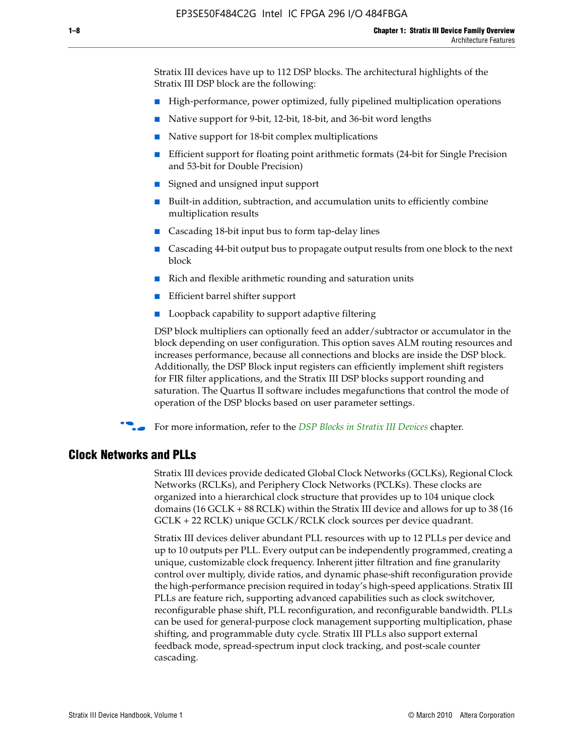Stratix III devices have up to 112 DSP blocks. The architectural highlights of the Stratix III DSP block are the following:

- High-performance, power optimized, fully pipelined multiplication operations
- Native support for 9-bit, 12-bit, 18-bit, and 36-bit word lengths
- Native support for 18-bit complex multiplications
- Efficient support for floating point arithmetic formats (24-bit for Single Precision and 53-bit for Double Precision)
- Signed and unsigned input support
- Built-in addition, subtraction, and accumulation units to efficiently combine multiplication results
- Cascading 18-bit input bus to form tap-delay lines
- Cascading 44-bit output bus to propagate output results from one block to the next block
- Rich and flexible arithmetic rounding and saturation units
- Efficient barrel shifter support
- Loopback capability to support adaptive filtering

DSP block multipliers can optionally feed an adder/subtractor or accumulator in the block depending on user configuration. This option saves ALM routing resources and increases performance, because all connections and blocks are inside the DSP block. Additionally, the DSP Block input registers can efficiently implement shift registers for FIR filter applications, and the Stratix III DSP blocks support rounding and saturation. The Quartus II software includes megafunctions that control the mode of operation of the DSP blocks based on user parameter settings.

For more information, refer to the *DSP Blocks in Stratix III Devices* chapter.

## Clock Networks and PLLs

Stratix III devices provide dedicated Global Clock Networks (GCLKs), Regional Clock Networks (RCLKs), and Periphery Clock Networks (PCLKs). These clocks are organized into a hierarchical clock structure that provides up to 104 unique clock domains (16 GCLK + 88 RCLK) within the Stratix III device and allows for up to 38 (16 GCLK + 22 RCLK) unique GCLK/RCLK clock sources per device quadrant.

Stratix III devices deliver abundant PLL resources with up to 12 PLLs per device and up to 10 outputs per PLL. Every output can be independently programmed, creating a unique, customizable clock frequency. Inherent jitter filtration and fine granularity control over multiply, divide ratios, and dynamic phase-shift reconfiguration provide the high-performance precision required in today's high-speed applications. Stratix III PLLs are feature rich, supporting advanced capabilities such as clock switchover, reconfigurable phase shift, PLL reconfiguration, and reconfigurable bandwidth. PLLs can be used for general-purpose clock management supporting multiplication, phase shifting, and programmable duty cycle. Stratix III PLLs also support external feedback mode, spread-spectrum input clock tracking, and post-scale counter cascading.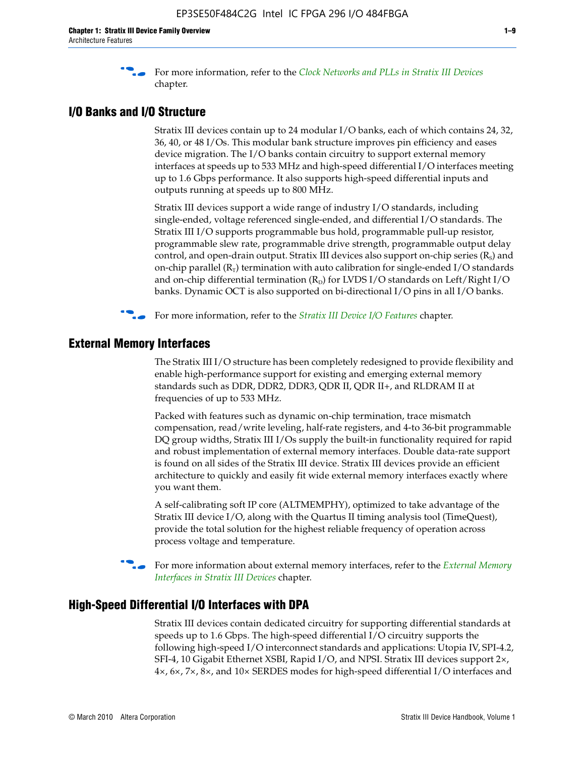For more information, refer to the *Clock Networks and PLLs in Stratix III Devices* chapter.

## I/O Banks and I/O Structure

Stratix III devices contain up to 24 modular I/O banks, each of which contains 24, 32, 36, 40, or 48 I/Os. This modular bank structure improves pin efficiency and eases device migration. The I/O banks contain circuitry to support external memory interfaces at speeds up to 533 MHz and high-speed differential I/O interfaces meeting up to 1.6 Gbps performance. It also supports high-speed differential inputs and outputs running at speeds up to 800 MHz.

Stratix III devices support a wide range of industry I/O standards, including single-ended, voltage referenced single-ended, and differential I/O standards. The Stratix III I/O supports programmable bus hold, programmable pull-up resistor, programmable slew rate, programmable drive strength, programmable output delay control, and open-drain output. Stratix III devices also support on-chip series ($R_S$) and on-chip parallel ($R_T$) termination with auto calibration for single-ended I/O standards and on-chip differential termination ($R_D$) for LVDS I/O standards on Left/Right I/O banks. Dynamic OCT is also supported on bi-directional I/O pins in all I/O banks.

For more information, refer to the *Stratix III Device I/O Features* chapter.

## External Memory Interfaces

The Stratix III I/O structure has been completely redesigned to provide flexibility and enable high-performance support for existing and emerging external memory standards such as DDR, DDR2, DDR3, QDR II, QDR II+, and RLDRAM II at frequencies of up to 533 MHz.

Packed with features such as dynamic on-chip termination, trace mismatch compensation, read/write leveling, half-rate registers, and 4-to 36-bit programmable DQ group widths, Stratix III I/Os supply the built-in functionality required for rapid and robust implementation of external memory interfaces. Double data-rate support is found on all sides of the Stratix III device. Stratix III devices provide an efficient architecture to quickly and easily fit wide external memory interfaces exactly where you want them.

A self-calibrating soft IP core (ALTMEMPHY), optimized to take advantage of the Stratix III device I/O, along with the Quartus II timing analysis tool (TimeQuest), provide the total solution for the highest reliable frequency of operation across process voltage and temperature.

For more information about external memory interfaces, refer to the *External Memory Interfaces in Stratix III Devices* chapter.

## High-Speed Differential I/O Interfaces with DPA

Stratix III devices contain dedicated circuitry for supporting differential standards at speeds up to 1.6 Gbps. The high-speed differential I/O circuitry supports the following high-speed I/O interconnect standards and applications: Utopia IV, SPI-4.2, SFI-4, 10 Gigabit Ethernet XSBI, Rapid I/O, and NPSI. Stratix III devices support 2×, 4×, 6×, 7×, 8×, and 10× SERDES modes for high-speed differential I/O interfaces and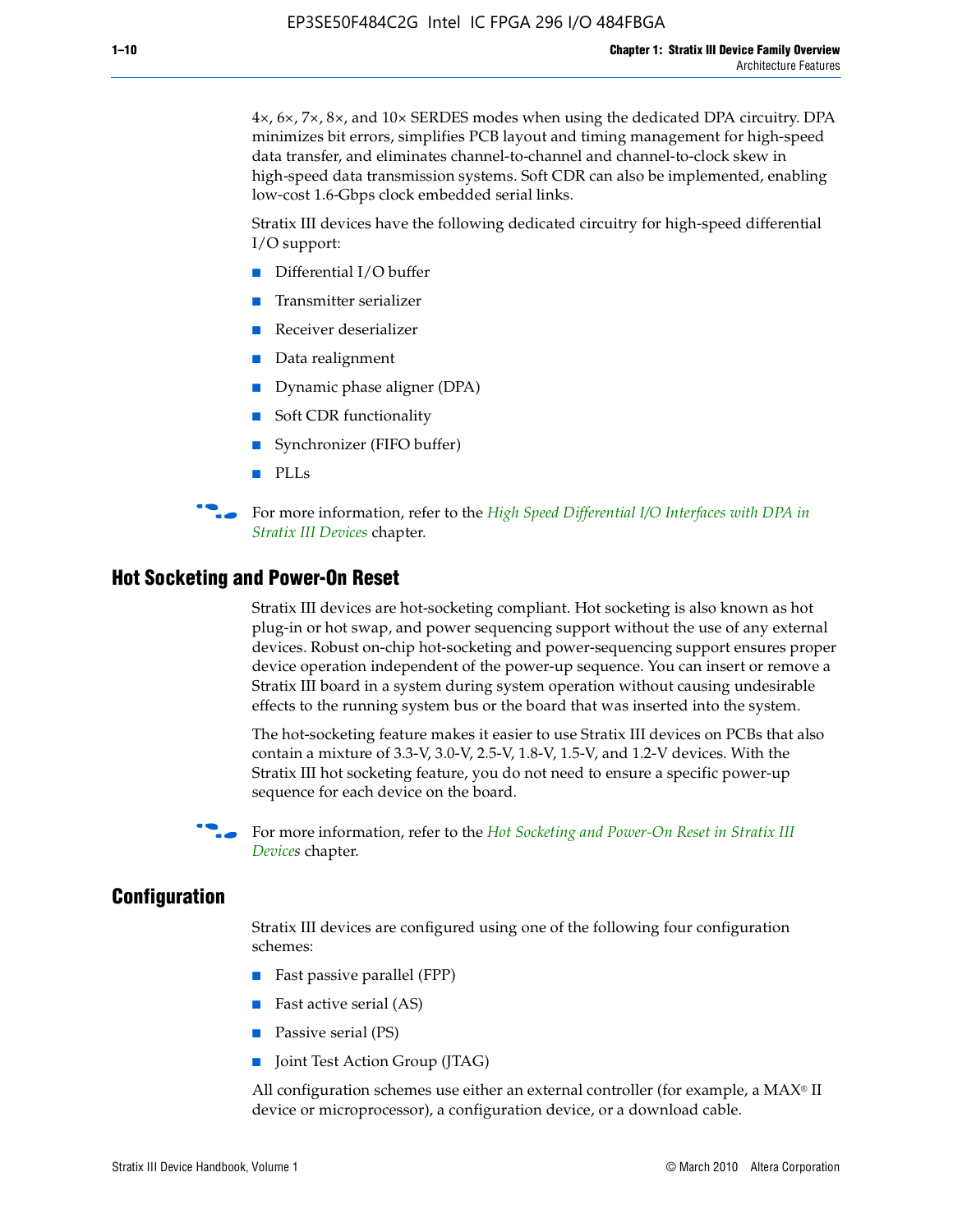4×, 6×, 7×, 8×, and 10× SERDES modes when using the dedicated DPA circuitry. DPA minimizes bit errors, simplifies PCB layout and timing management for high-speed data transfer, and eliminates channel-to-channel and channel-to-clock skew in high-speed data transmission systems. Soft CDR can also be implemented, enabling low-cost 1.6-Gbps clock embedded serial links.

Stratix III devices have the following dedicated circuitry for high-speed differential I/O support:

- Differential I/O buffer
- Transmitter serializer
- Receiver deserializer
- Data realignment
- Dynamic phase aligner (DPA)
- Soft CDR functionality
- Synchronizer (FIFO buffer)
- PLLs

For more information, refer to the *High Speed Differential I/O Interfaces with DPA in Stratix III Devices* chapter.

## Hot Socketing and Power-On Reset

Stratix III devices are hot-socketing compliant. Hot socketing is also known as hot plug-in or hot swap, and power sequencing support without the use of any external devices. Robust on-chip hot-socketing and power-sequencing support ensures proper device operation independent of the power-up sequence. You can insert or remove a Stratix III board in a system during system operation without causing undesirable effects to the running system bus or the board that was inserted into the system.

The hot-socketing feature makes it easier to use Stratix III devices on PCBs that also contain a mixture of 3.3-V, 3.0-V, 2.5-V, 1.8-V, 1.5-V, and 1.2-V devices. With the Stratix III hot socketing feature, you do not need to ensure a specific power-up sequence for each device on the board.

For more information, refer to the *Hot Socketing and Power-On Reset in Stratix III Devices* chapter.

## Configuration

Stratix III devices are configured using one of the following four configuration schemes:

- Fast passive parallel (FPP)
- Fast active serial (AS)
- Passive serial (PS)
- Joint Test Action Group (JTAG)

All configuration schemes use either an external controller (for example, a MAX® II device or microprocessor), a configuration device, or a download cable.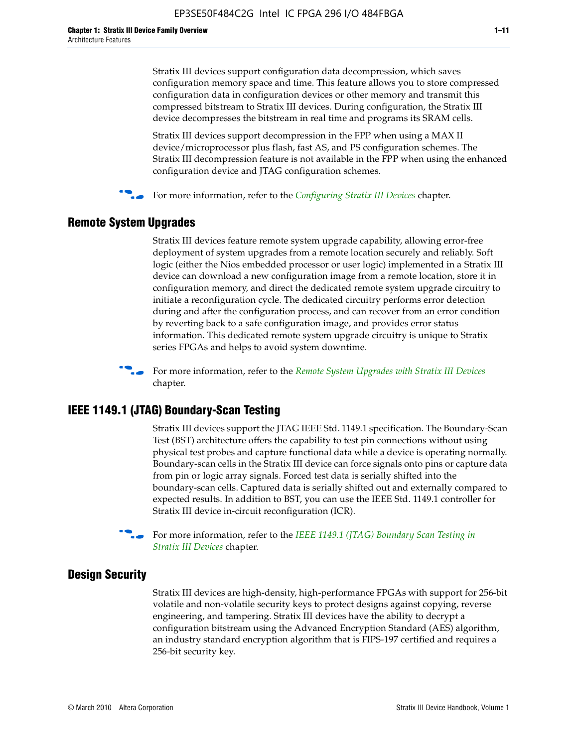Stratix III devices support configuration data decompression, which saves configuration memory space and time. This feature allows you to store compressed configuration data in configuration devices or other memory and transmit this compressed bitstream to Stratix III devices. During configuration, the Stratix III device decompresses the bitstream in real time and programs its SRAM cells.

Stratix III devices support decompression in the FPP when using a MAX II device/microprocessor plus flash, fast AS, and PS configuration schemes. The Stratix III decompression feature is not available in the FPP when using the enhanced configuration device and JTAG configuration schemes.

For more information, refer to the *Configuring Stratix III Devices* chapter.

## Remote System Upgrades

Stratix III devices feature remote system upgrade capability, allowing error-free deployment of system upgrades from a remote location securely and reliably. Soft logic (either the Nios embedded processor or user logic) implemented in a Stratix III device can download a new configuration image from a remote location, store it in configuration memory, and direct the dedicated remote system upgrade circuitry to initiate a reconfiguration cycle. The dedicated circuitry performs error detection during and after the configuration process, and can recover from an error condition by reverting back to a safe configuration image, and provides error status information. This dedicated remote system upgrade circuitry is unique to Stratix series FPGAs and helps to avoid system downtime.

For more information, refer to the *Remote System Upgrades with Stratix III Devices* chapter.

## IEEE 1149.1 (JTAG) Boundary-Scan Testing

Stratix III devices support the JTAG IEEE Std. 1149.1 specification. The Boundary-Scan Test (BST) architecture offers the capability to test pin connections without using physical test probes and capture functional data while a device is operating normally. Boundary-scan cells in the Stratix III device can force signals onto pins or capture data from pin or logic array signals. Forced test data is serially shifted into the boundary-scan cells. Captured data is serially shifted out and externally compared to expected results. In addition to BST, you can use the IEEE Std. 1149.1 controller for Stratix III device in-circuit reconfiguration (ICR).

For more information, refer to the *IEEE 1149.1 (JTAG) Boundary Scan Testing in Stratix III Devices* chapter.

## Design Security

Stratix III devices are high-density, high-performance FPGAs with support for 256-bit volatile and non-volatile security keys to protect designs against copying, reverse engineering, and tampering. Stratix III devices have the ability to decrypt a configuration bitstream using the Advanced Encryption Standard (AES) algorithm, an industry standard encryption algorithm that is FIPS-197 certified and requires a 256-bit security key.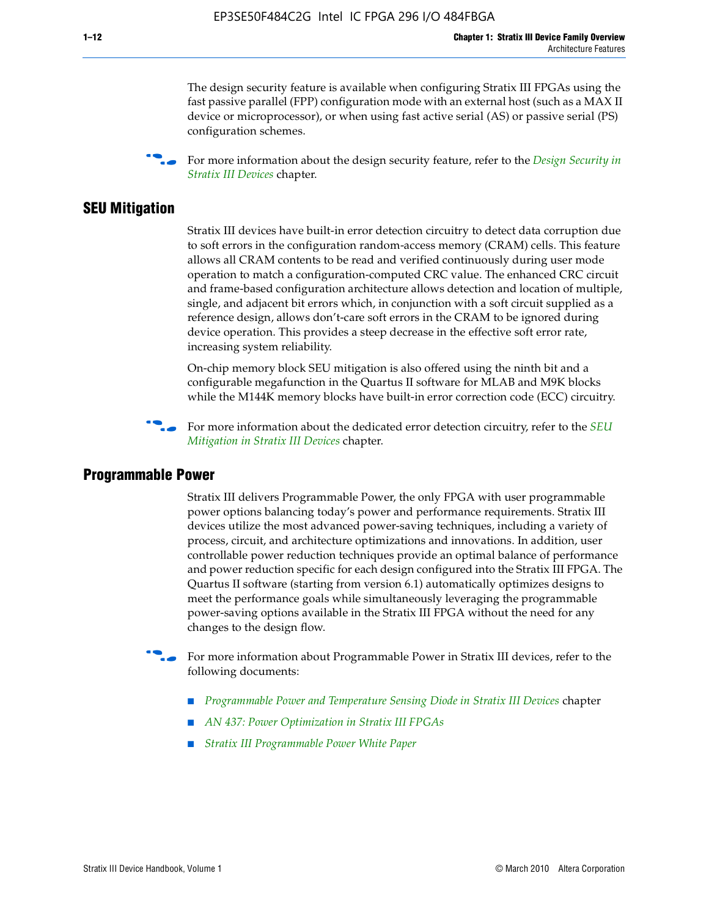The design security feature is available when configuring Stratix III FPGAs using the fast passive parallel (FPP) configuration mode with an external host (such as a MAX II device or microprocessor), or when using fast active serial (AS) or passive serial (PS) configuration schemes.

For more information about the design security feature, refer to the *Design Security in Stratix III Devices* chapter.

## SEU Mitigation

Stratix III devices have built-in error detection circuitry to detect data corruption due to soft errors in the configuration random-access memory (CRAM) cells. This feature allows all CRAM contents to be read and verified continuously during user mode operation to match a configuration-computed CRC value. The enhanced CRC circuit and frame-based configuration architecture allows detection and location of multiple, single, and adjacent bit errors which, in conjunction with a soft circuit supplied as a reference design, allows don't-care soft errors in the CRAM to be ignored during device operation. This provides a steep decrease in the effective soft error rate, increasing system reliability.

On-chip memory block SEU mitigation is also offered using the ninth bit and a configurable megafunction in the Quartus II software for MLAB and M9K blocks while the M144K memory blocks have built-in error correction code (ECC) circuitry.

For more information about the dedicated error detection circuitry, refer to the *SEU Mitigation in Stratix III Devices* chapter.

## Programmable Power

Stratix III delivers Programmable Power, the only FPGA with user programmable power options balancing today's power and performance requirements. Stratix III devices utilize the most advanced power-saving techniques, including a variety of process, circuit, and architecture optimizations and innovations. In addition, user controllable power reduction techniques provide an optimal balance of performance and power reduction specific for each design configured into the Stratix III FPGA. The Quartus II software (starting from version 6.1) automatically optimizes designs to meet the performance goals while simultaneously leveraging the programmable power-saving options available in the Stratix III FPGA without the need for any changes to the design flow.

For more information about Programmable Power in Stratix III devices, refer to the following documents:

- *Programmable Power and Temperature Sensing Diode in Stratix III Devices* chapter
- *AN 437: Power Optimization in Stratix III FPGAs*
- *Stratix III Programmable Power White Paper*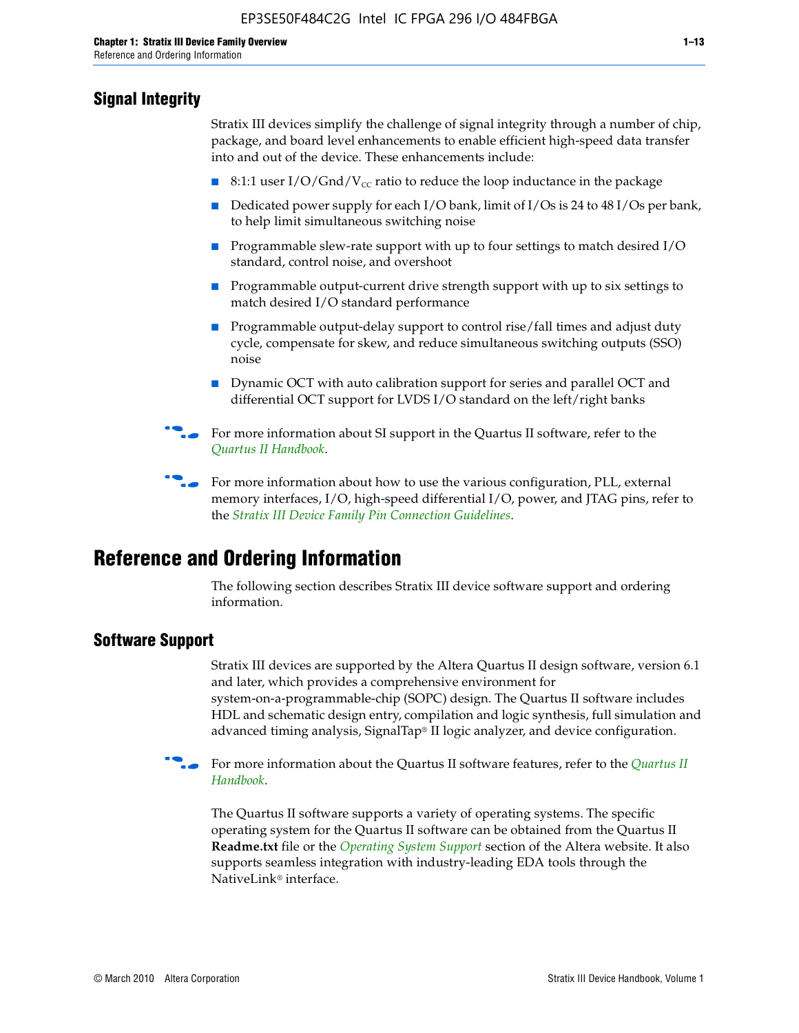## Signal Integrity

Stratix III devices simplify the challenge of signal integrity through a number of chip, package, and board level enhancements to enable efficient high-speed data transfer into and out of the device. These enhancements include:

- 8:1:1 user I/O/Gnd/$V_{CC}$ ratio to reduce the loop inductance in the package
- Dedicated power supply for each I/O bank, limit of I/Os is 24 to 48 I/Os per bank, to help limit simultaneous switching noise
- Programmable slew-rate support with up to four settings to match desired I/O standard, control noise, and overshoot
- Programmable output-current drive strength support with up to six settings to match desired I/O standard performance
- Programmable output-delay support to control rise/fall times and adjust duty cycle, compensate for skew, and reduce simultaneous switching outputs (SSO) noise
- Dynamic OCT with auto calibration support for series and parallel OCT and differential OCT support for LVDS I/O standard on the left/right banks

For more information about SI support in the Quartus II software, refer to the *Quartus II Handbook*.

For more information about how to use the various configuration, PLL, external memory interfaces, I/O, high-speed differential I/O, power, and JTAG pins, refer to the *Stratix III Device Family Pin Connection Guidelines*.

# Reference and Ordering Information

The following section describes Stratix III device software support and ordering information.

## Software Support

Stratix III devices are supported by the Altera Quartus II design software, version 6.1 and later, which provides a comprehensive environment for system-on-a-programmable-chip (SOPC) design. The Quartus II software includes HDL and schematic design entry, compilation and logic synthesis, full simulation and advanced timing analysis, SignalTap® II logic analyzer, and device configuration.

For more information about the Quartus II software features, refer to the *Quartus II Handbook*.

The Quartus II software supports a variety of operating systems. The specific operating system for the Quartus II software can be obtained from the Quartus II **Readme.txt** file or the *Operating System Support* section of the Altera website. It also supports seamless integration with industry-leading EDA tools through the NativeLink® interface.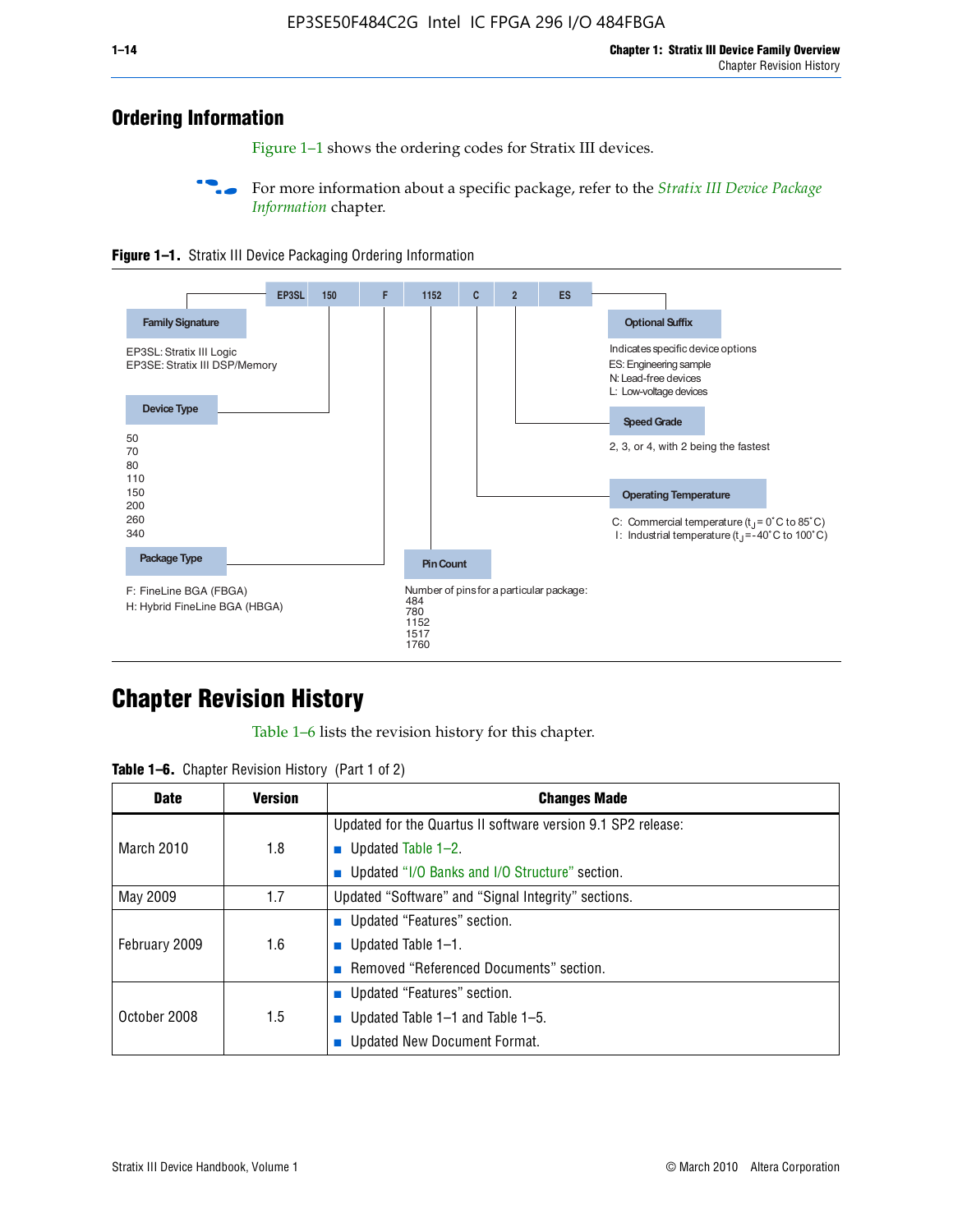## Ordering Information

Figure 1–1 shows the ordering codes for Stratix III devices.

For more information about a specific package, refer to the *Stratix III Device Package Information* chapter.

**Figure 1–1.** Stratix III Device Packaging Ordering Information

EP3SL | 150 | F | 1152 | C | 2 | ES

**Family Signature**

EP3SL: Stratix III Logic
EP3SE: Stratix III DSP/Memory

**Device Type**

50
70
80
110
150
200
260
340

**Package Type**

F: FineLine BGA (FBGA)
H: Hybrid FineLine BGA (HBGA)

**Pin Count**

Number of pins for a particular package:
484
780
1152
1517
1760

**Operating Temperature**

C: Commercial temperature ($t_J$ = 0°C to 85°C)
I: Industrial temperature ($t_J$ = -40°C to 100°C)

**Speed Grade**

2, 3, or 4, with 2 being the fastest

**Optional Suffix**

Indicates specific device options
ES: Engineering sample
N: Lead-free devices
L: Low-voltage devices

## Chapter Revision History

Table 1–6 lists the revision history for this chapter.

**Table 1–6.** Chapter Revision History (Part 1 of 2)

| Date | Version | Changes Made |
|---|---|---|
| March 2010 | 1.8 | Updated for the Quartus II software version 9.1 SP2 release:<br>■ Updated Table 1–2.<br>■ Updated "I/O Banks and I/O Structure" section. |
| May 2009 | 1.7 | Updated "Software" and "Signal Integrity" sections. |
| February 2009 | 1.6 | ■ Updated "Features" section.<br>■ Updated Table 1–1.<br>■ Removed "Referenced Documents" section. |
| October 2008 | 1.5 | ■ Updated "Features" section.<br>■ Updated Table 1–1 and Table 1–5.<br>■ Updated New Document Format. |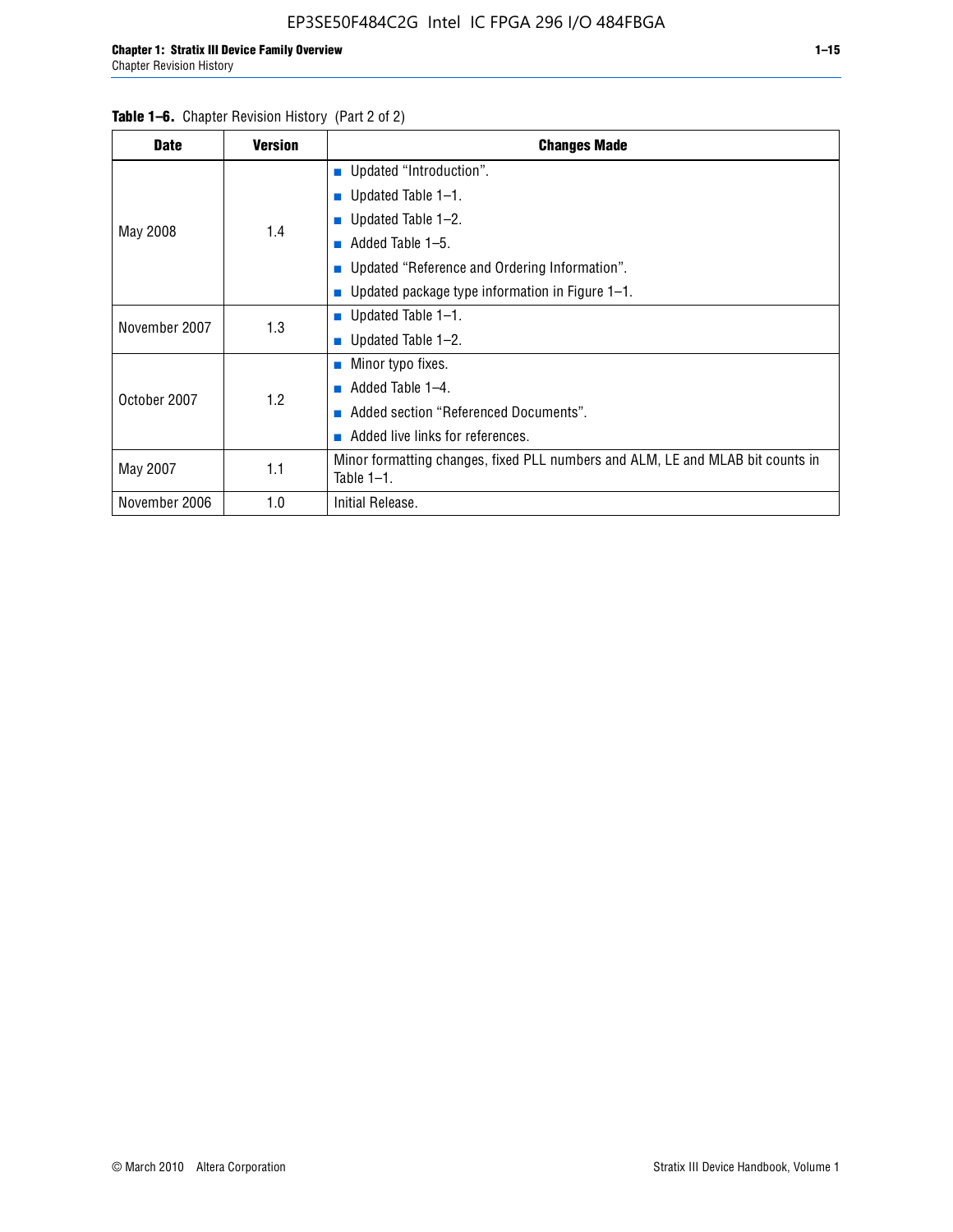**Table 1–6.** Chapter Revision History (Part 2 of 2)

| Date | Version | Changes Made |
|---|---|---|
| May 2008 | 1.4 | ■ Updated “Introduction”.<br>■ Updated Table 1–1.<br>■ Updated Table 1–2.<br>■ Added Table 1–5.<br>■ Updated “Reference and Ordering Information”.<br>■ Updated package type information in Figure 1–1. |
| November 2007 | 1.3 | ■ Updated Table 1–1.<br>■ Updated Table 1–2. |
| October 2007 | 1.2 | ■ Minor typo fixes.<br>■ Added Table 1–4.<br>■ Added section “Referenced Documents”.<br>■ Added live links for references. |
| May 2007 | 1.1 | Minor formatting changes, fixed PLL numbers and ALM, LE and MLAB bit counts in Table 1–1. |
| November 2006 | 1.0 | Initial Release. |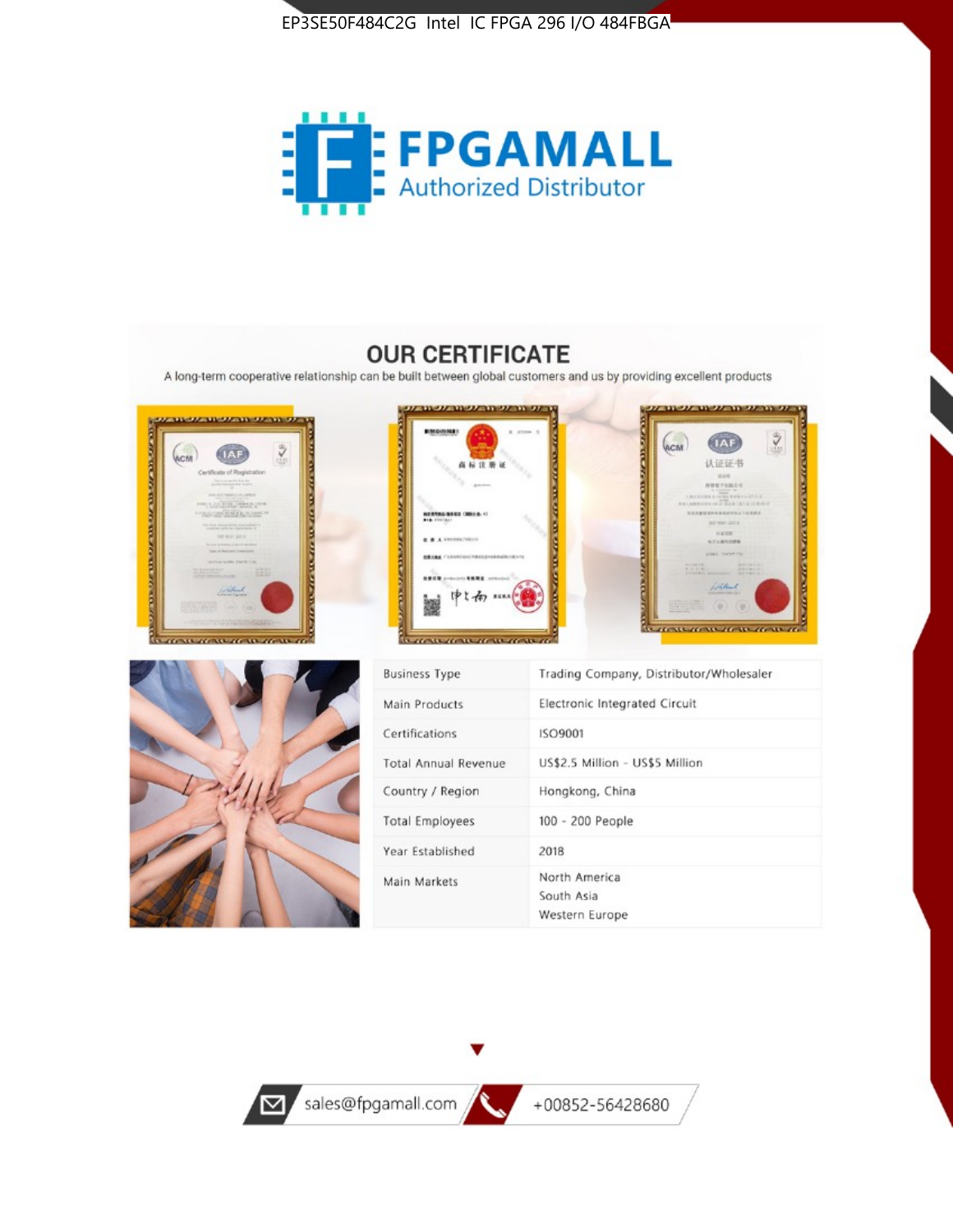FPGAMALL
Authorized Distributor

## OUR CERTIFICATE

A long-term cooperative relationship can be built between global customers and us by providing excellent products

| | |
|---|---|
| Business Type | Trading Company, Distributor/Wholesaler |
| Main Products | Electronic Integrated Circuit |
| Certifications | ISO9001 |
| Total Annual Revenue | US$2.5 Million - US$5 Million |
| Country / Region | Hongkong, China |
| Total Employees | 100 - 200 People |
| Year Established | 2018 |
| Main Markets | North America<br>South Asia<br>Western Europe |

sales@fpgamall.com

+00852-56428680